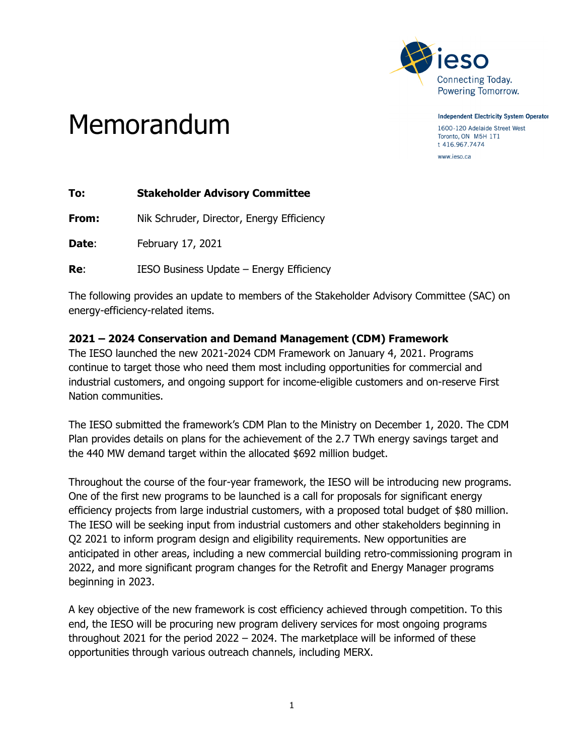Independent Electricity System Operator
1600-120 Adelaide Street West
Toronto, ON M5H 1T1
t 416.967.7474
www.ieso.ca

# Memorandum

**To:** **Stakeholder Advisory Committee**

**From:** Nik Schruder, Director, Energy Efficiency

**Date**: February 17, 2021

**Re**: IESO Business Update – Energy Efficiency

The following provides an update to members of the Stakeholder Advisory Committee (SAC) on energy-efficiency-related items.

## 2021 – 2024 Conservation and Demand Management (CDM) Framework

The IESO launched the new 2021-2024 CDM Framework on January 4, 2021. Programs continue to target those who need them most including opportunities for commercial and industrial customers, and ongoing support for income-eligible customers and on-reserve First Nation communities.

The IESO submitted the framework's CDM Plan to the Ministry on December 1, 2020. The CDM Plan provides details on plans for the achievement of the 2.7 TWh energy savings target and the 440 MW demand target within the allocated $692 million budget.

Throughout the course of the four-year framework, the IESO will be introducing new programs. One of the first new programs to be launched is a call for proposals for significant energy efficiency projects from large industrial customers, with a proposed total budget of $80 million. The IESO will be seeking input from industrial customers and other stakeholders beginning in Q2 2021 to inform program design and eligibility requirements. New opportunities are anticipated in other areas, including a new commercial building retro-commissioning program in 2022, and more significant program changes for the Retrofit and Energy Manager programs beginning in 2023.

A key objective of the new framework is cost efficiency achieved through competition. To this end, the IESO will be procuring new program delivery services for most ongoing programs throughout 2021 for the period 2022 – 2024. The marketplace will be informed of these opportunities through various outreach channels, including MERX.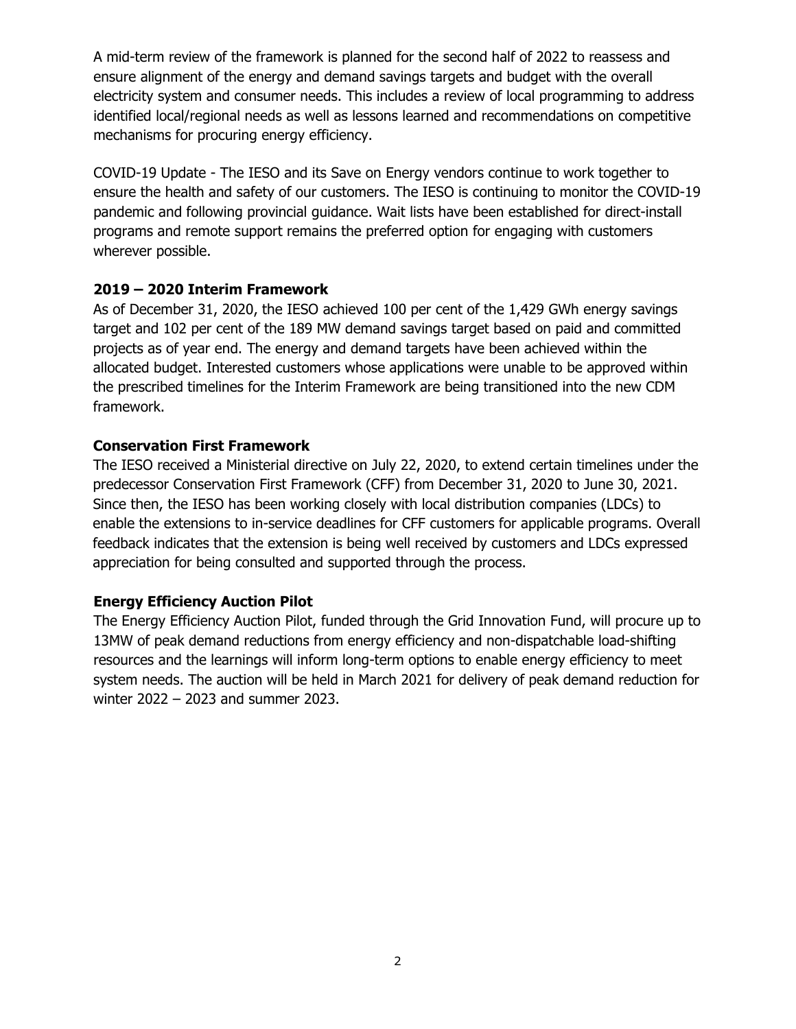A mid-term review of the framework is planned for the second half of 2022 to reassess and ensure alignment of the energy and demand savings targets and budget with the overall electricity system and consumer needs. This includes a review of local programming to address identified local/regional needs as well as lessons learned and recommendations on competitive mechanisms for procuring energy efficiency.

COVID-19 Update - The IESO and its Save on Energy vendors continue to work together to ensure the health and safety of our customers. The IESO is continuing to monitor the COVID-19 pandemic and following provincial guidance. Wait lists have been established for direct-install programs and remote support remains the preferred option for engaging with customers wherever possible.

**2019 – 2020 Interim Framework**

As of December 31, 2020, the IESO achieved 100 per cent of the 1,429 GWh energy savings target and 102 per cent of the 189 MW demand savings target based on paid and committed projects as of year end. The energy and demand targets have been achieved within the allocated budget. Interested customers whose applications were unable to be approved within the prescribed timelines for the Interim Framework are being transitioned into the new CDM framework.

**Conservation First Framework**

The IESO received a Ministerial directive on July 22, 2020, to extend certain timelines under the predecessor Conservation First Framework (CFF) from December 31, 2020 to June 30, 2021. Since then, the IESO has been working closely with local distribution companies (LDCs) to enable the extensions to in-service deadlines for CFF customers for applicable programs. Overall feedback indicates that the extension is being well received by customers and LDCs expressed appreciation for being consulted and supported through the process.

**Energy Efficiency Auction Pilot**

The Energy Efficiency Auction Pilot, funded through the Grid Innovation Fund, will procure up to 13MW of peak demand reductions from energy efficiency and non-dispatchable load-shifting resources and the learnings will inform long-term options to enable energy efficiency to meet system needs. The auction will be held in March 2021 for delivery of peak demand reduction for winter 2022 – 2023 and summer 2023.